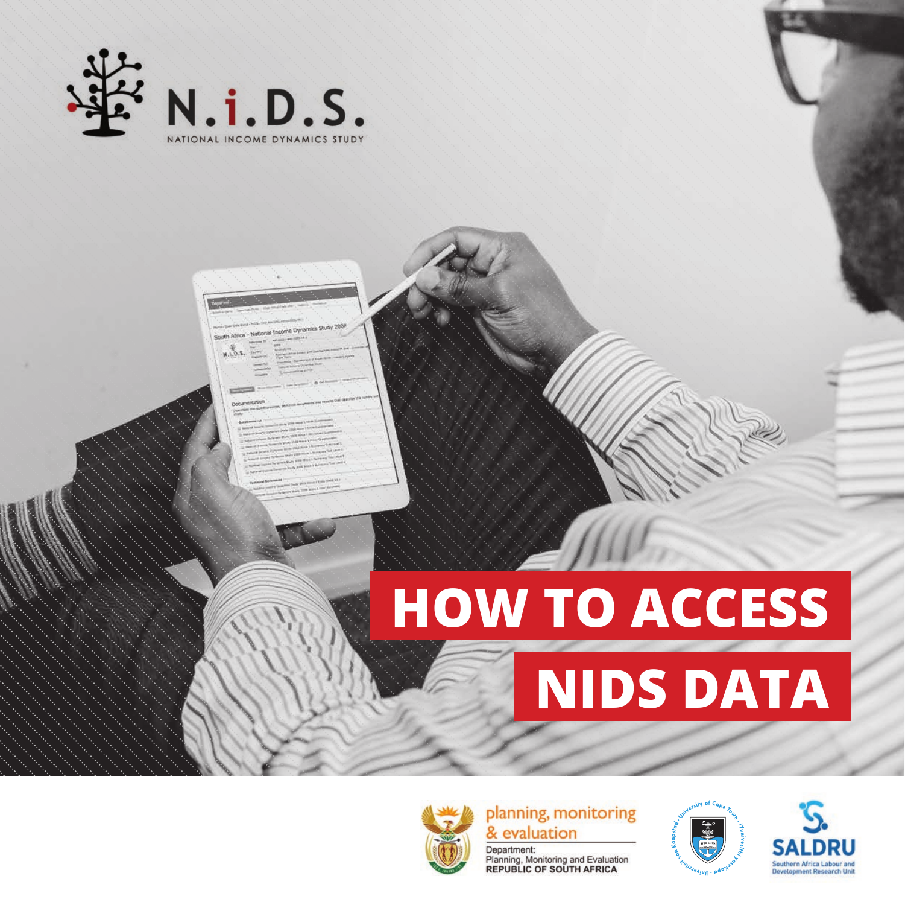N.i.D.S.

NATIONAL INCOME DYNAMICS STUDY

# HOW TO ACCESS NIDS DATA

planning, monitoring & evaluation

Department:
Planning, Monitoring and Evaluation
REPUBLIC OF SOUTH AFRICA

SALDRU
Southern Africa Labour and Development Research Unit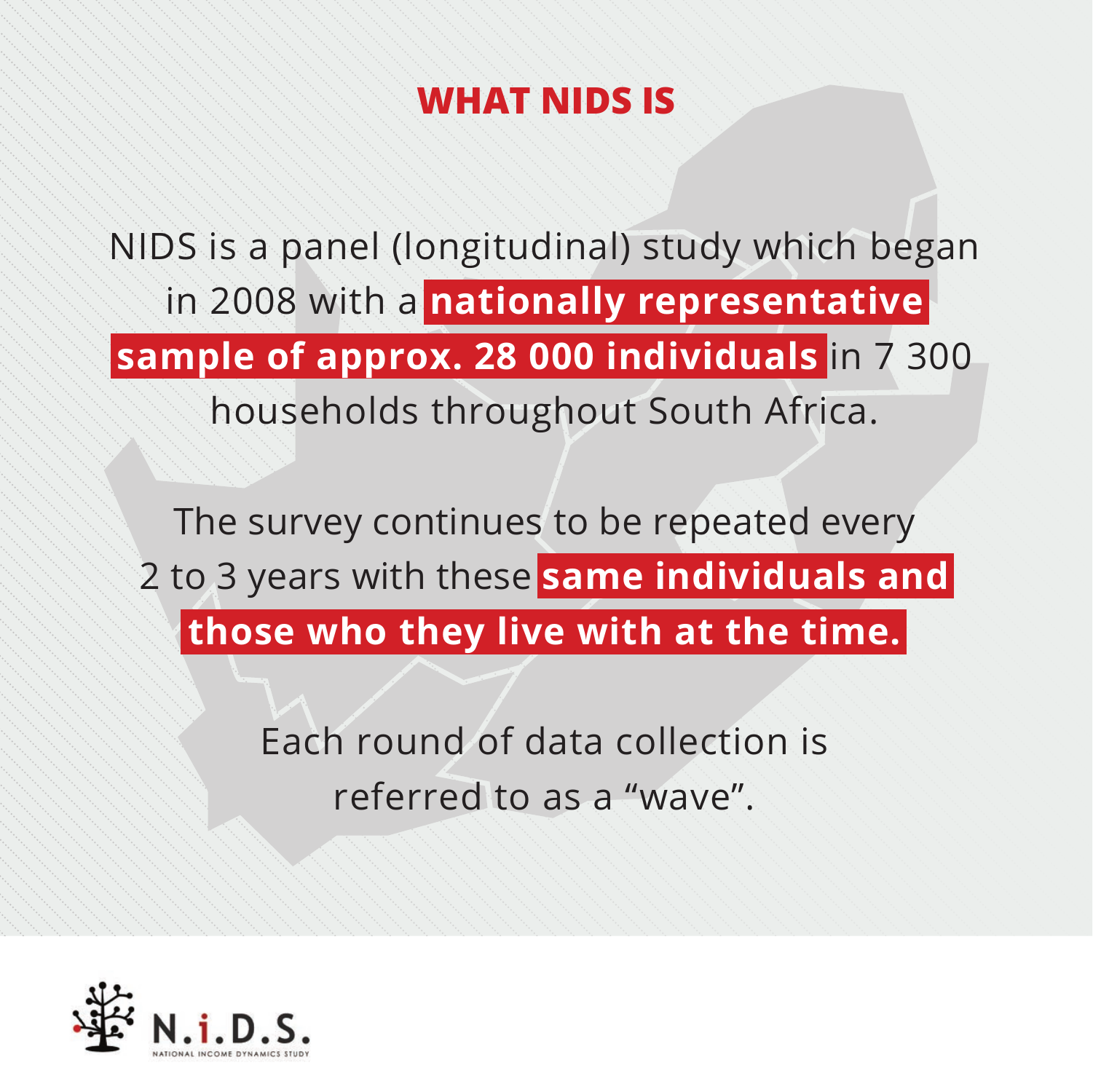# WHAT NIDS IS

NIDS is a panel (longitudinal) study which began in 2008 with a **nationally representative sample of approx. 28 000 individuals** in 7 300 households throughout South Africa.

The survey continues to be repeated every 2 to 3 years with these **same individuals and those who they live with at the time.**

Each round of data collection is referred to as a "wave".

N.i.D.S.
NATIONAL INCOME DYNAMICS STUDY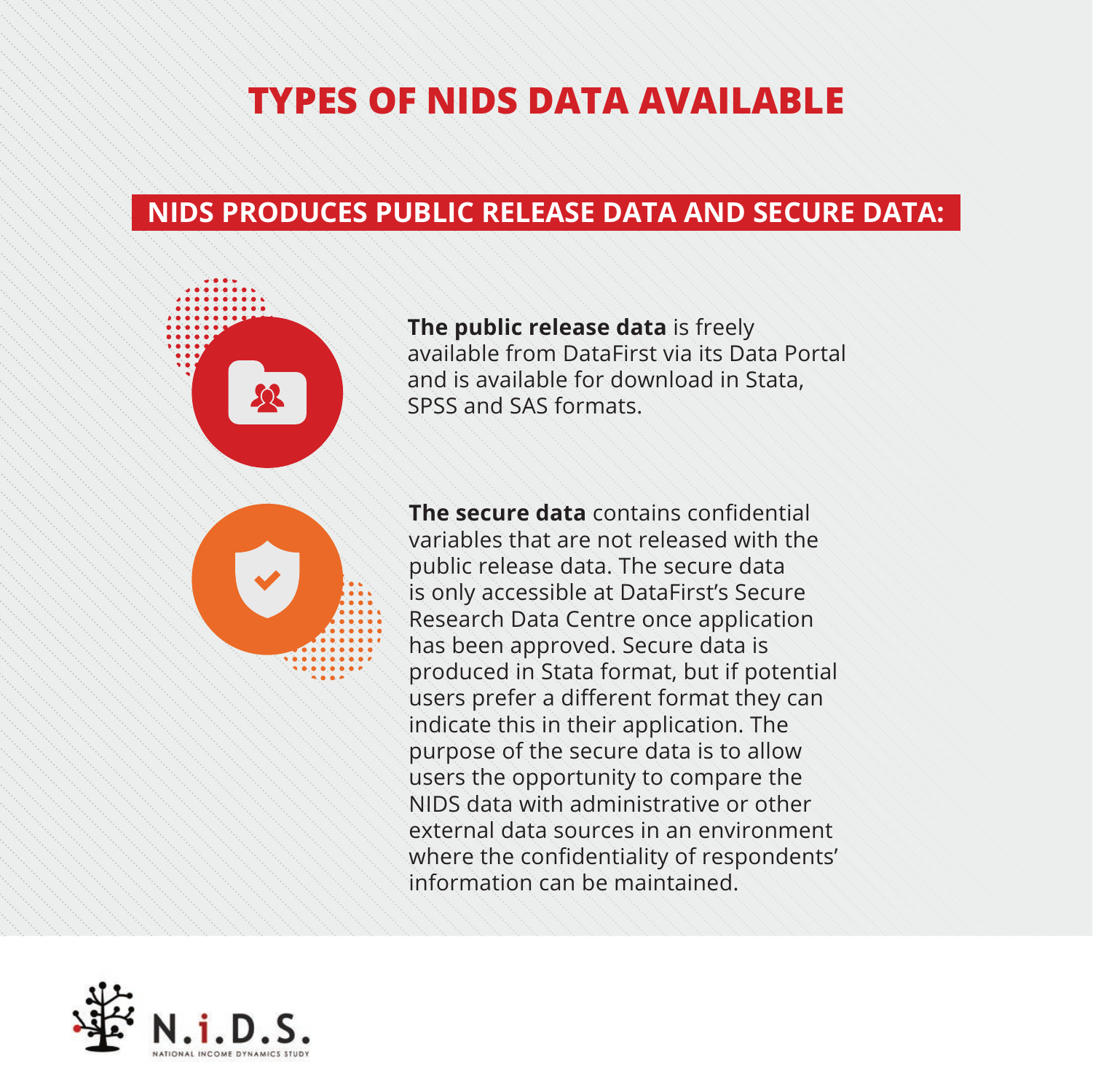# TYPES OF NIDS DATA AVAILABLE

## NIDS PRODUCES PUBLIC RELEASE DATA AND SECURE DATA:

**The public release data** is freely available from DataFirst via its Data Portal and is available for download in Stata, SPSS and SAS formats.

**The secure data** contains confidential variables that are not released with the public release data. The secure data is only accessible at DataFirst's Secure Research Data Centre once application has been approved. Secure data is produced in Stata format, but if potential users prefer a different format they can indicate this in their application. The purpose of the secure data is to allow users the opportunity to compare the NIDS data with administrative or other external data sources in an environment where the confidentiality of respondents' information can be maintained.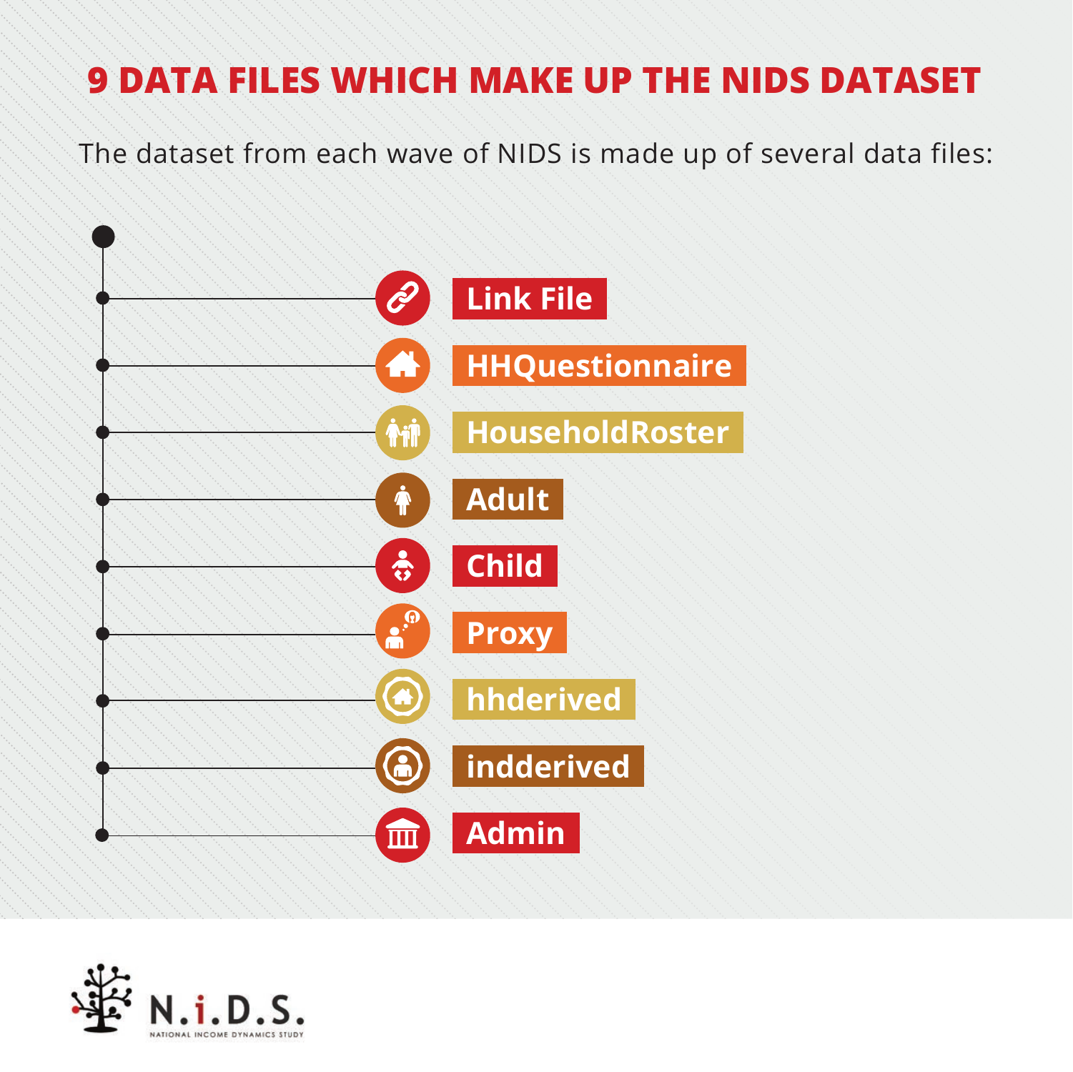# 9 DATA FILES WHICH MAKE UP THE NIDS DATASET

The dataset from each wave of NIDS is made up of several data files:

- Link File
- HHQuestionnaire
- HouseholdRoster
- Adult
- Child
- Proxy
- hhderived
- indderived
- Admin

N.i.D.S.
NATIONAL INCOME DYNAMICS STUDY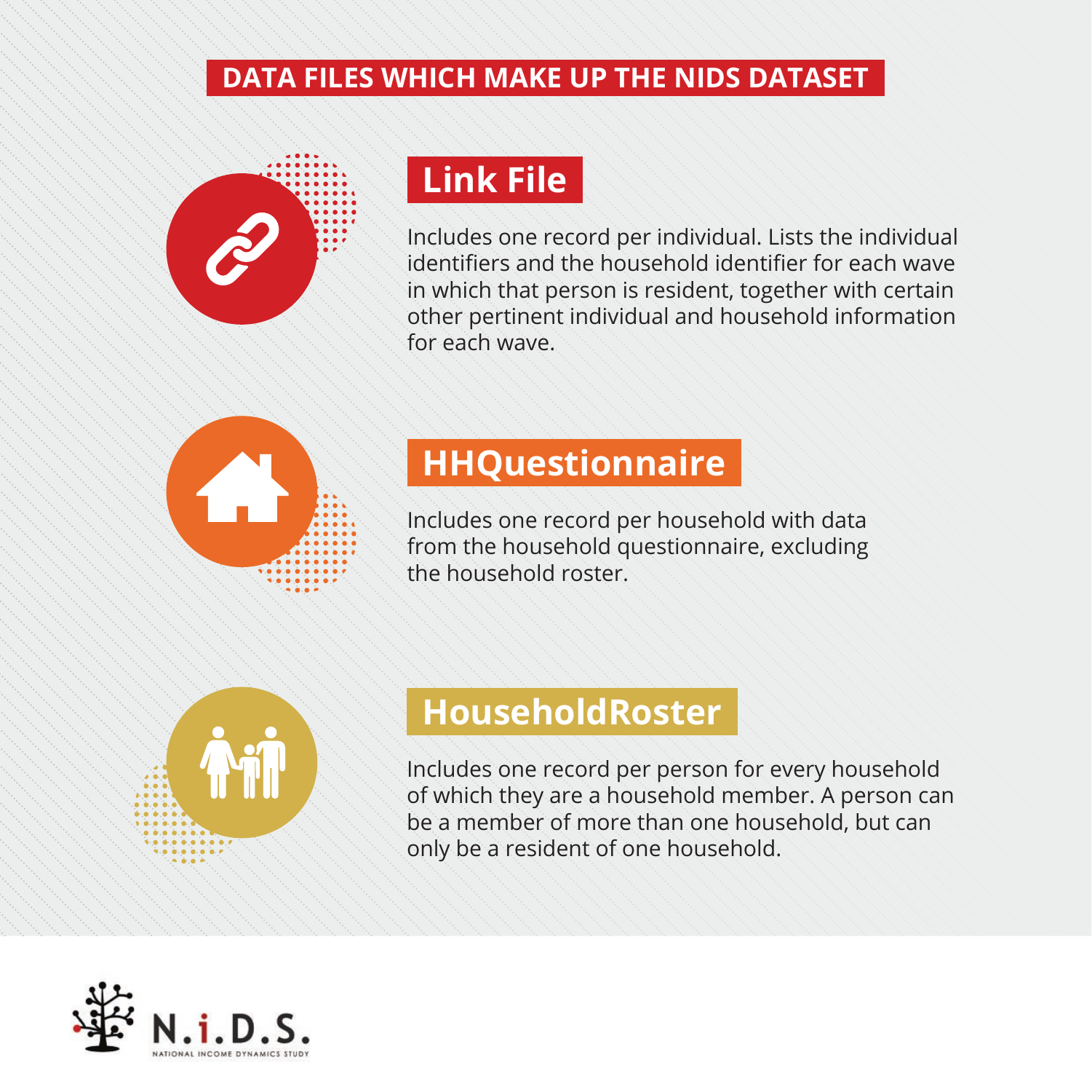# DATA FILES WHICH MAKE UP THE NIDS DATASET

## Link File

Includes one record per individual. Lists the individual identifiers and the household identifier for each wave in which that person is resident, together with certain other pertinent individual and household information for each wave.

## HHQuestionnaire

Includes one record per household with data from the household questionnaire, excluding the household roster.

## HouseholdRoster

Includes one record per person for every household of which they are a household member. A person can be a member of more than one household, but can only be a resident of one household.

N.i.D.S.
NATIONAL INCOME DYNAMICS STUDY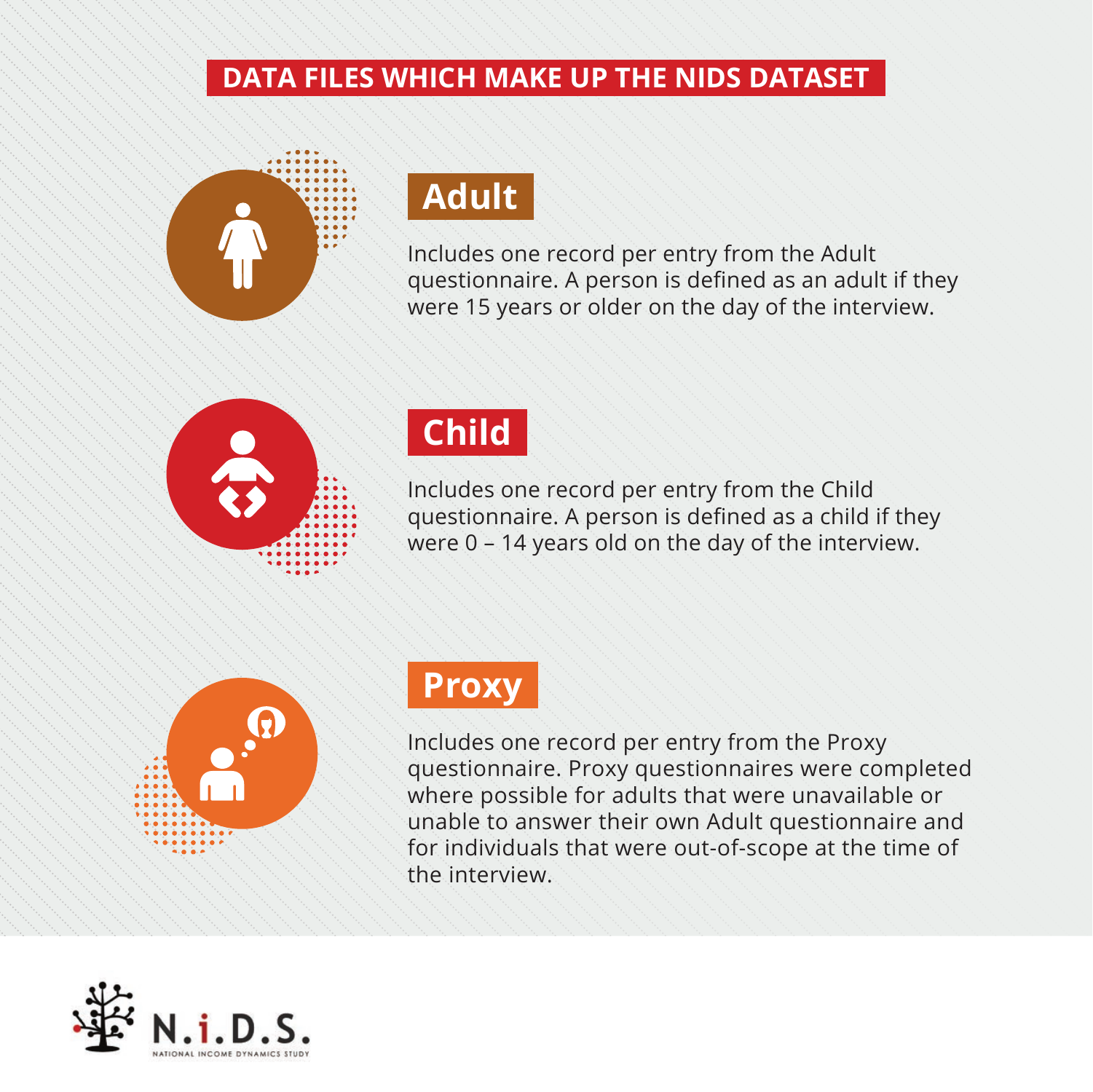# DATA FILES WHICH MAKE UP THE NIDS DATASET

## Adult

Includes one record per entry from the Adult questionnaire. A person is defined as an adult if they were 15 years or older on the day of the interview.

## Child

Includes one record per entry from the Child questionnaire. A person is defined as a child if they were 0 – 14 years old on the day of the interview.

## Proxy

Includes one record per entry from the Proxy questionnaire. Proxy questionnaires were completed where possible for adults that were unavailable or unable to answer their own Adult questionnaire and for individuals that were out-of-scope at the time of the interview.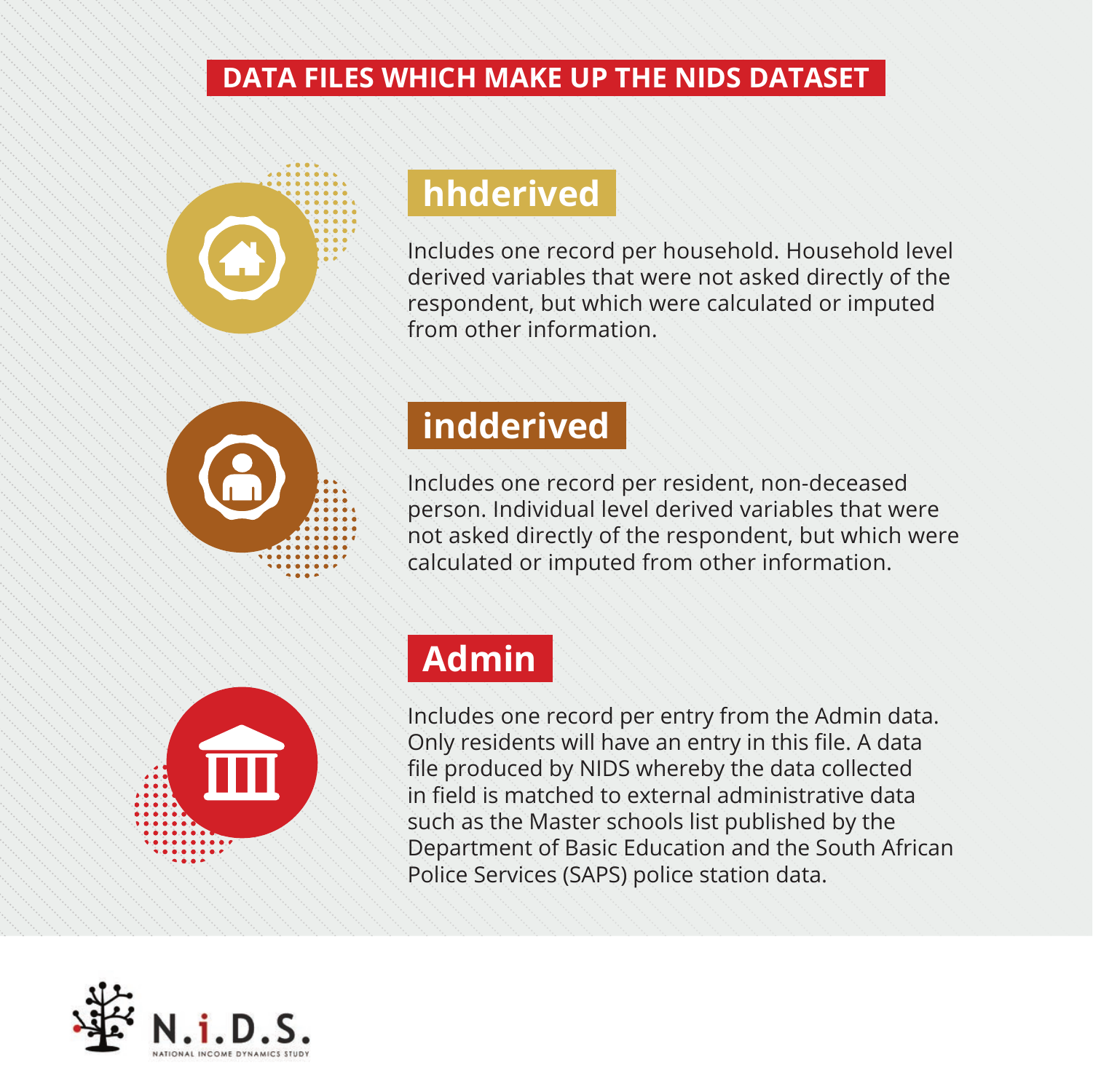# DATA FILES WHICH MAKE UP THE NIDS DATASET

## hhderived

Includes one record per household. Household level derived variables that were not asked directly of the respondent, but which were calculated or imputed from other information.

## indderived

Includes one record per resident, non-deceased person. Individual level derived variables that were not asked directly of the respondent, but which were calculated or imputed from other information.

## Admin

Includes one record per entry from the Admin data. Only residents will have an entry in this file. A data file produced by NIDS whereby the data collected in field is matched to external administrative data such as the Master schools list published by the Department of Basic Education and the South African Police Services (SAPS) police station data.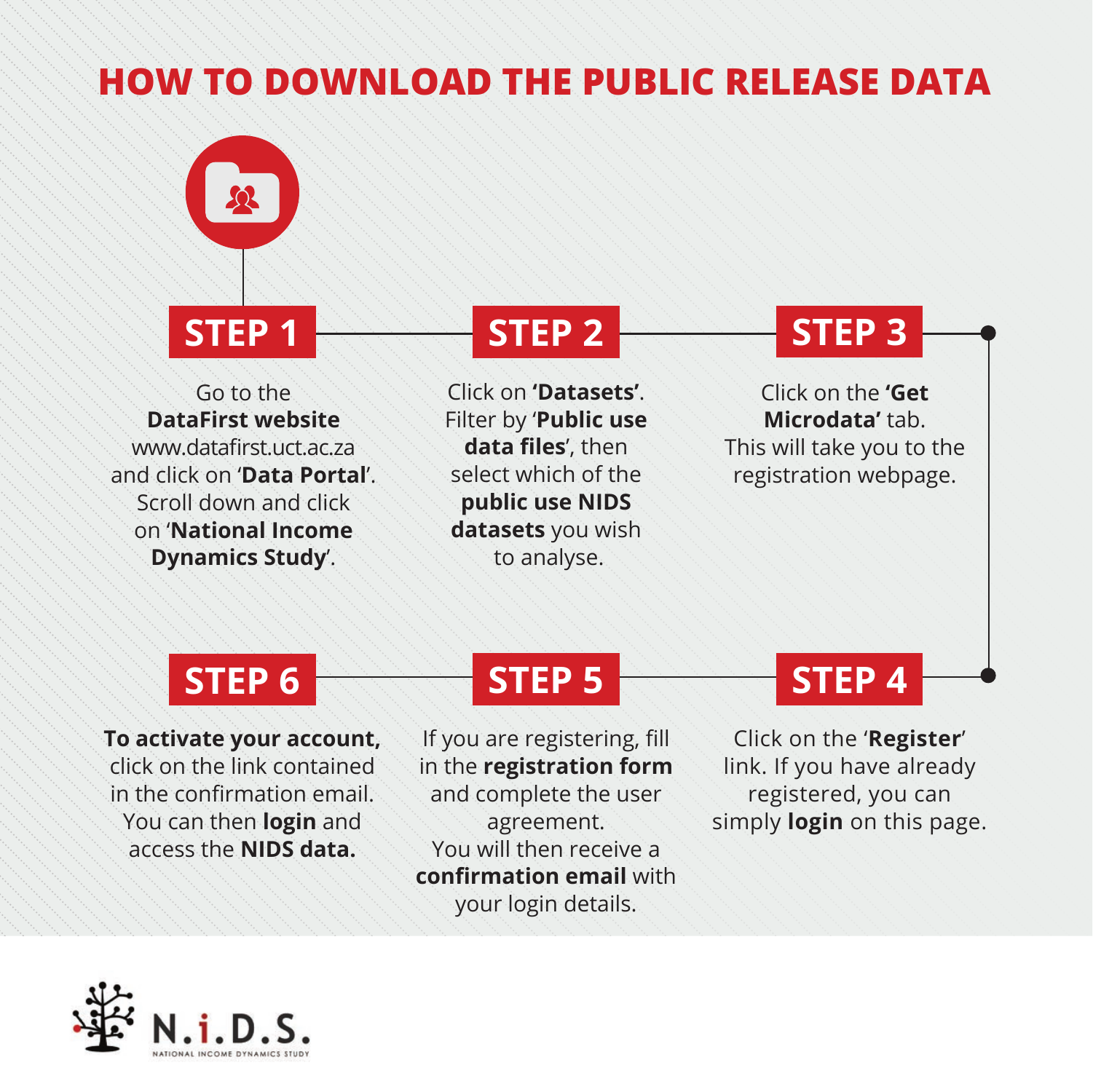# HOW TO DOWNLOAD THE PUBLIC RELEASE DATA

## STEP 1

Go to the **DataFirst website** www.datafirst.uct.ac.za and click on '**Data Portal**'. Scroll down and click on '**National Income Dynamics Study**'.

## STEP 2

Click on **'Datasets'**. Filter by '**Public use data files**', then select which of the **public use NIDS datasets** you wish to analyse.

## STEP 3

Click on the **'Get Microdata'** tab. This will take you to the registration webpage.

## STEP 4

Click on the '**Register**' link. If you have already registered, you can simply **login** on this page.

## STEP 5

If you are registering, fill in the **registration form** and complete the user agreement. You will then receive a **confirmation email** with your login details.

## STEP 6

**To activate your account,** click on the link contained in the confirmation email. You can then **login** and access the **NIDS data.**

N.i.D.S.
NATIONAL INCOME DYNAMICS STUDY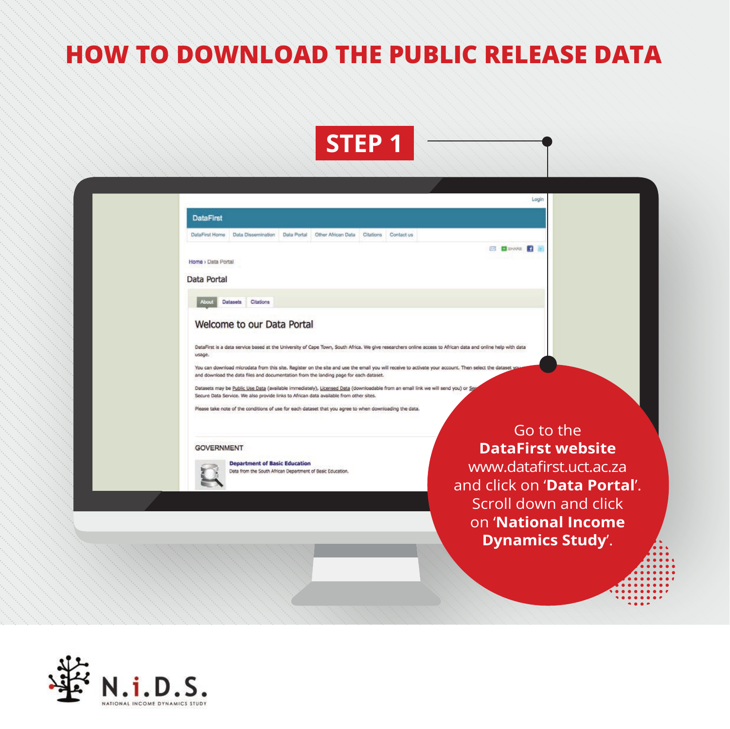# HOW TO DOWNLOAD THE PUBLIC RELEASE DATA

## STEP 1

Go to the **DataFirst website** www.datafirst.uct.ac.za and click on '**Data Portal**'. Scroll down and click on '**National Income Dynamics Study**'.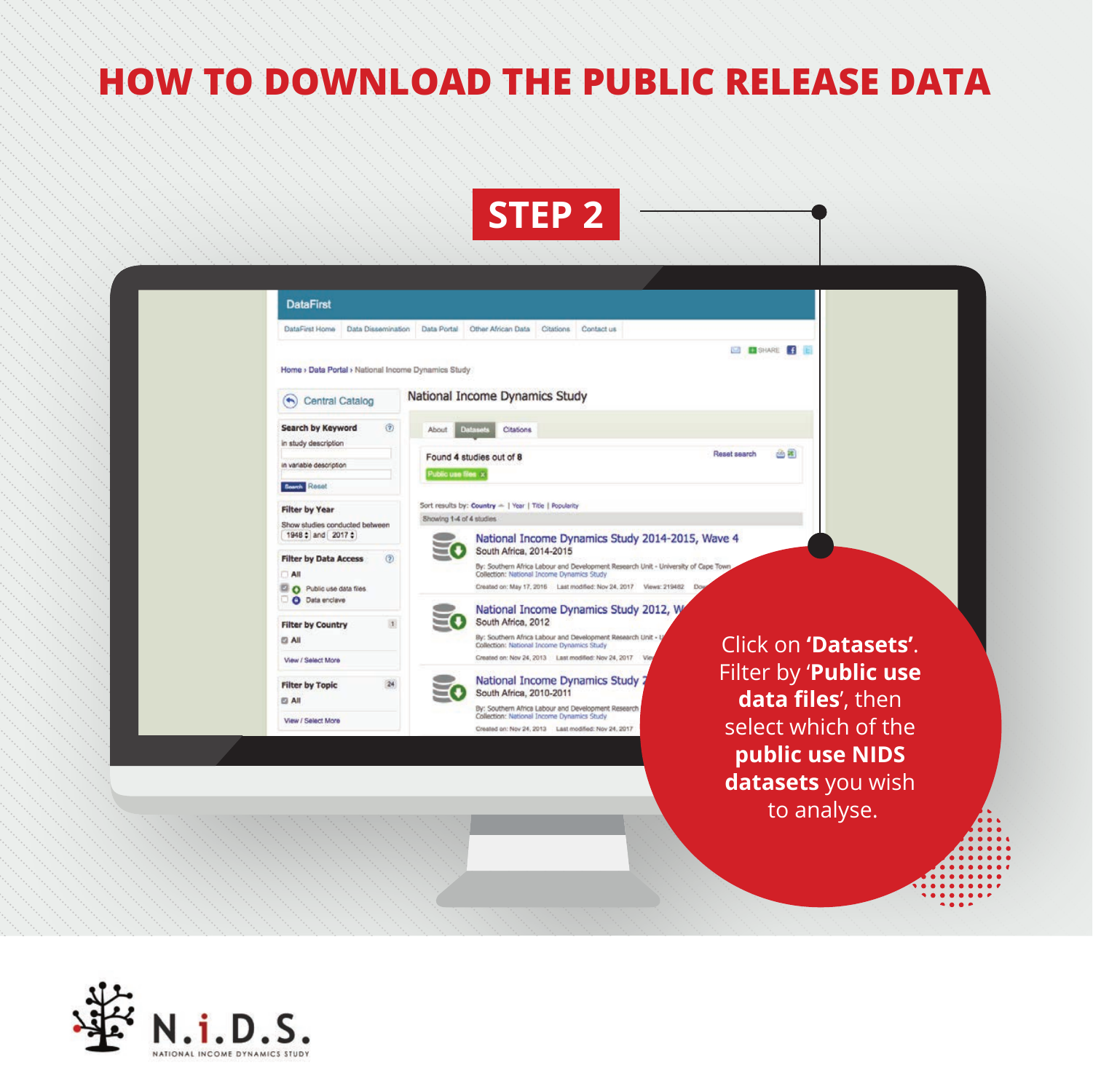# HOW TO DOWNLOAD THE PUBLIC RELEASE DATA

## STEP 2

Click on **'Datasets'**. Filter by '**Public use data files**', then select which of the **public use NIDS datasets** you wish to analyse.

N.i.D.S.

NATIONAL INCOME DYNAMICS STUDY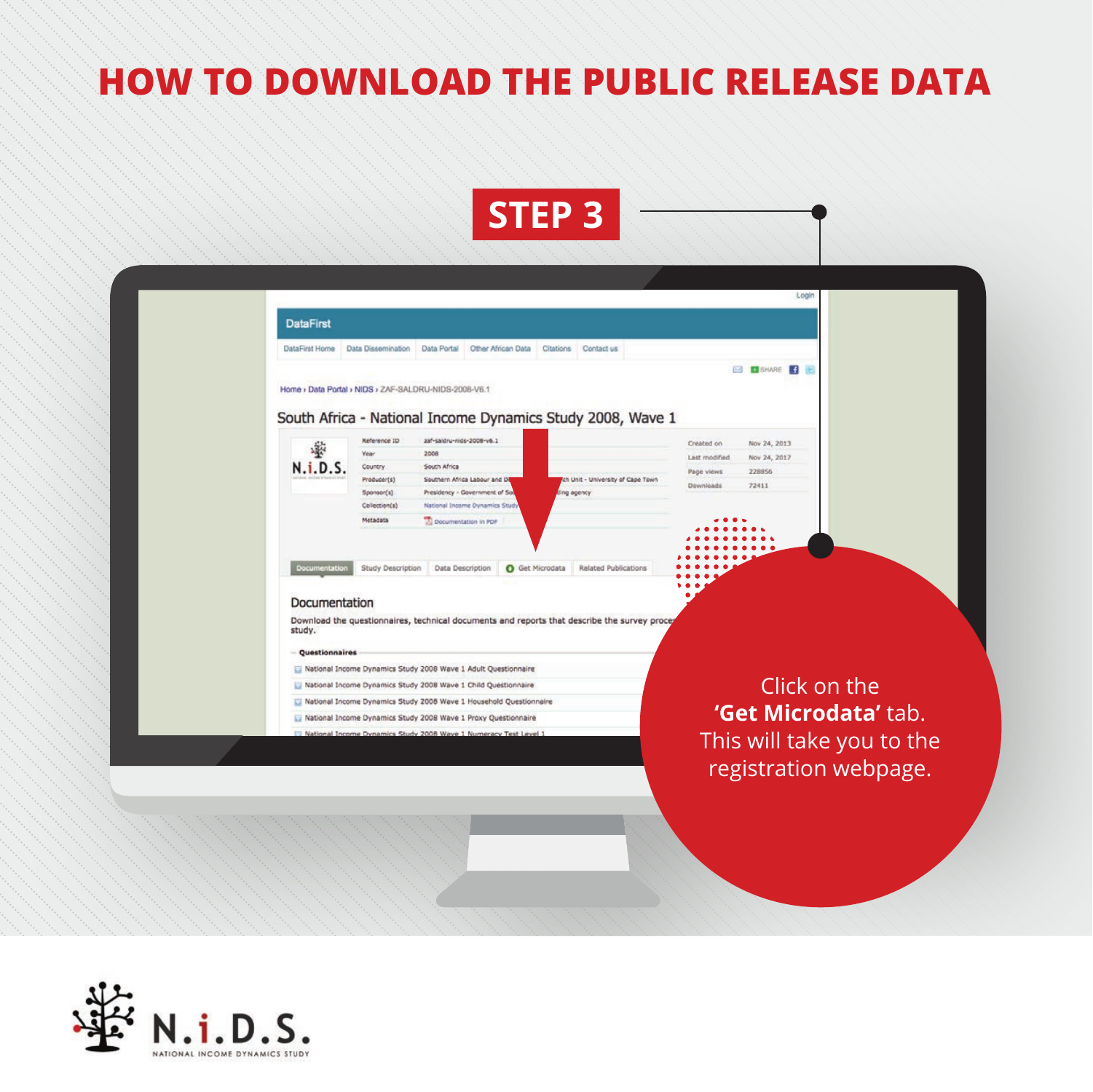# HOW TO DOWNLOAD THE PUBLIC RELEASE DATA

## STEP 3

Click on the **'Get Microdata'** tab. This will take you to the registration webpage.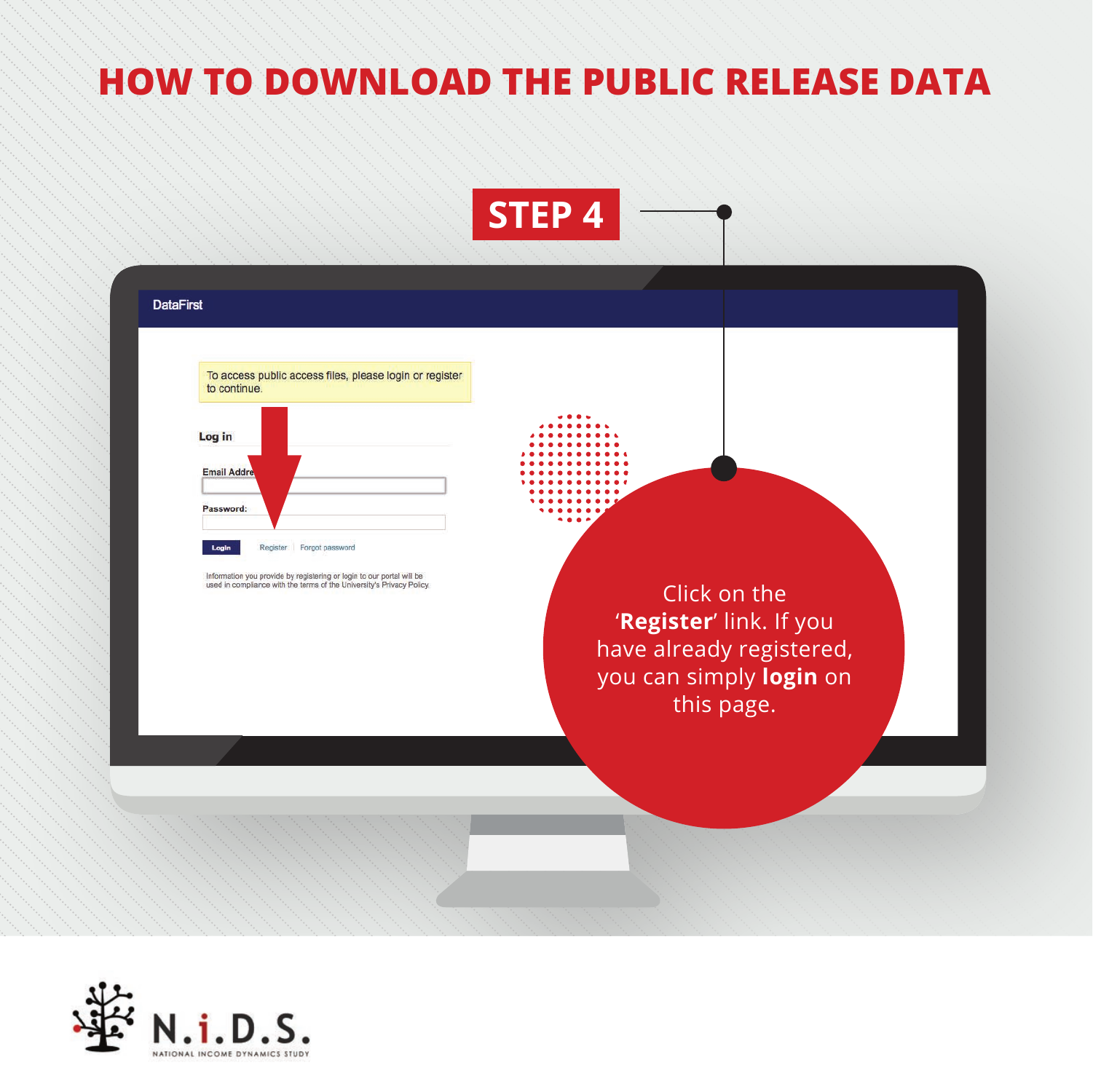# HOW TO DOWNLOAD THE PUBLIC RELEASE DATA

## STEP 4

DataFirst

To access public access files, please login or register to continue.

Log in

Email Address

Password:

Login Register | Forgot password

Information you provide by registering or login to our portal will be used in compliance with the terms of the University's Privacy Policy.

Click on the '**Register**' link. If you have already registered, you can simply **login** on this page.

N.i.D.S.
NATIONAL INCOME DYNAMICS STUDY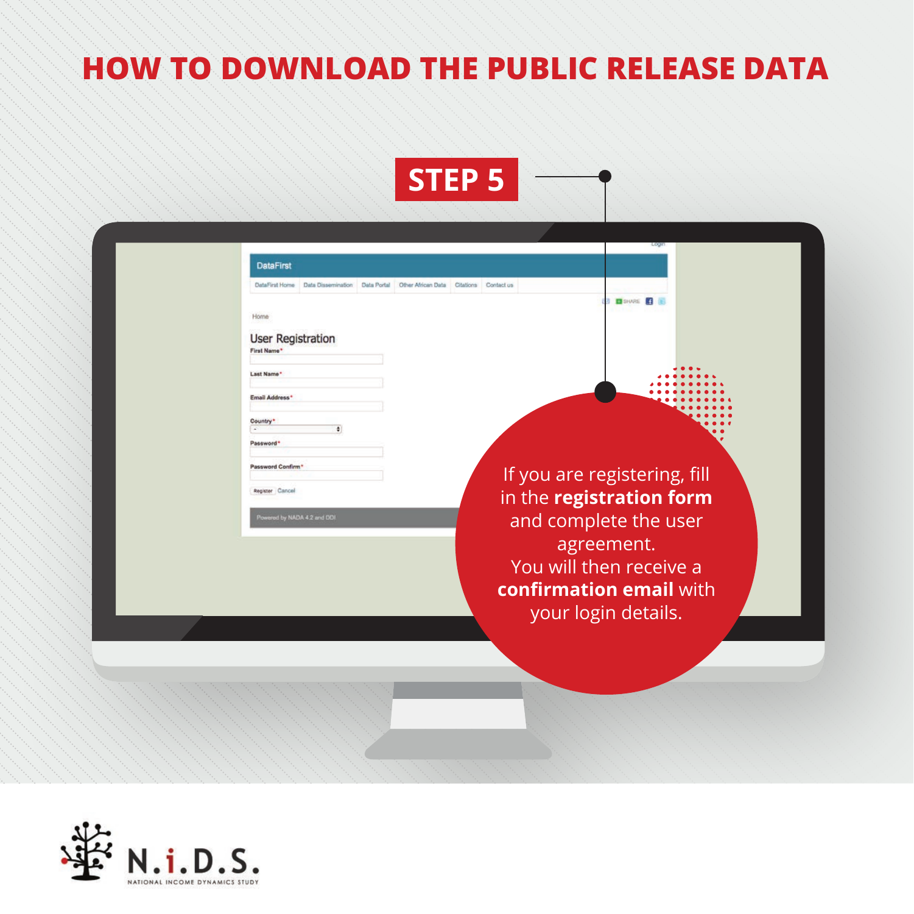# HOW TO DOWNLOAD THE PUBLIC RELEASE DATA

## STEP 5

If you are registering, fill in the **registration form** and complete the user agreement.
You will then receive a **confirmation email** with your login details.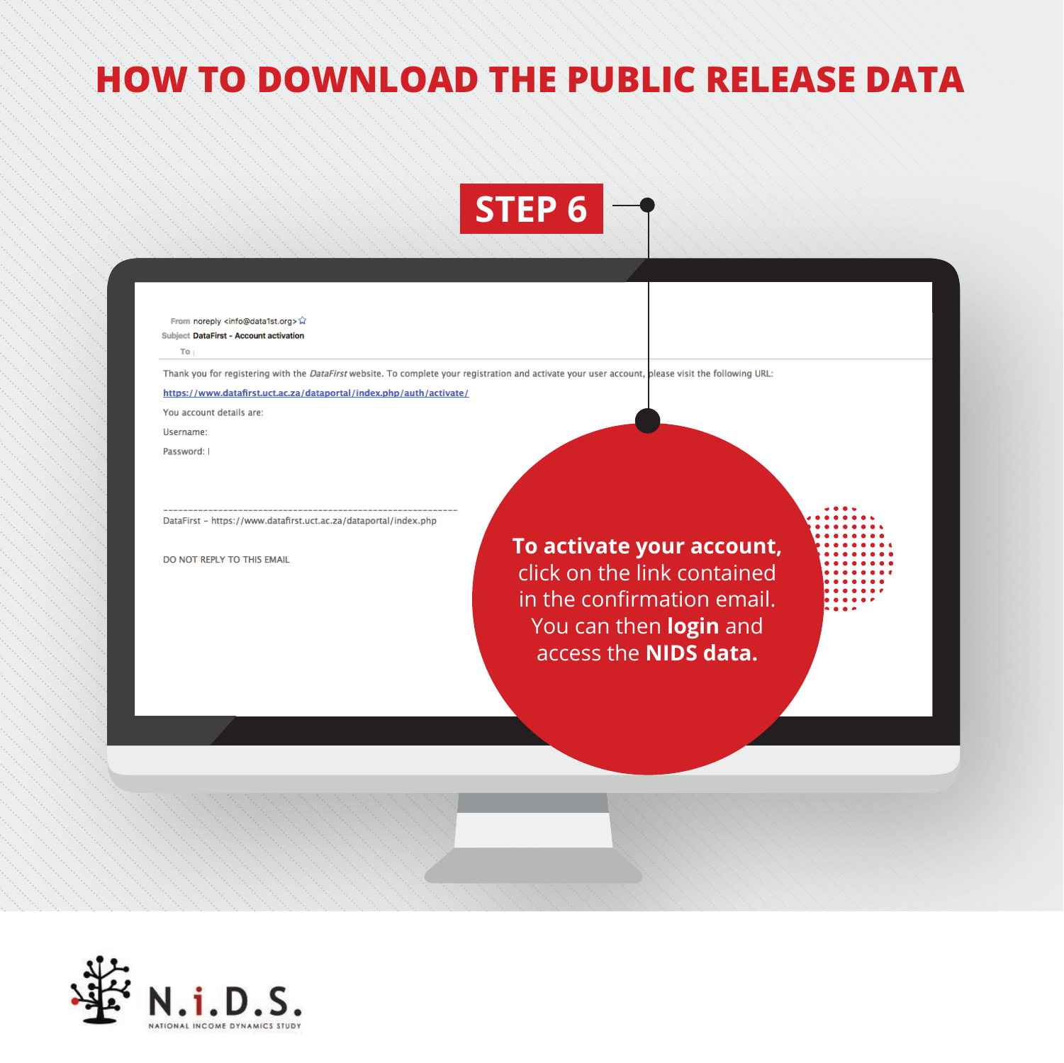# HOW TO DOWNLOAD THE PUBLIC RELEASE DATA

## STEP 6

From noreply <info@data1st.org>
Subject DataFirst - Account activation
To

Thank you for registering with the *DataFirst* website. To complete your registration and activate your user account, please visit the following URL:

https://www.datafirst.uct.ac.za/dataportal/index.php/auth/activate/

You account details are:

Username:

Password:

------------------------------------------------------------

DataFirst – https://www.datafirst.uct.ac.za/dataportal/index.php

DO NOT REPLY TO THIS EMAIL

**To activate your account,** click on the link contained in the confirmation email. You can then **login** and access the **NIDS data.**

N.i.D.S.
NATIONAL INCOME DYNAMICS STUDY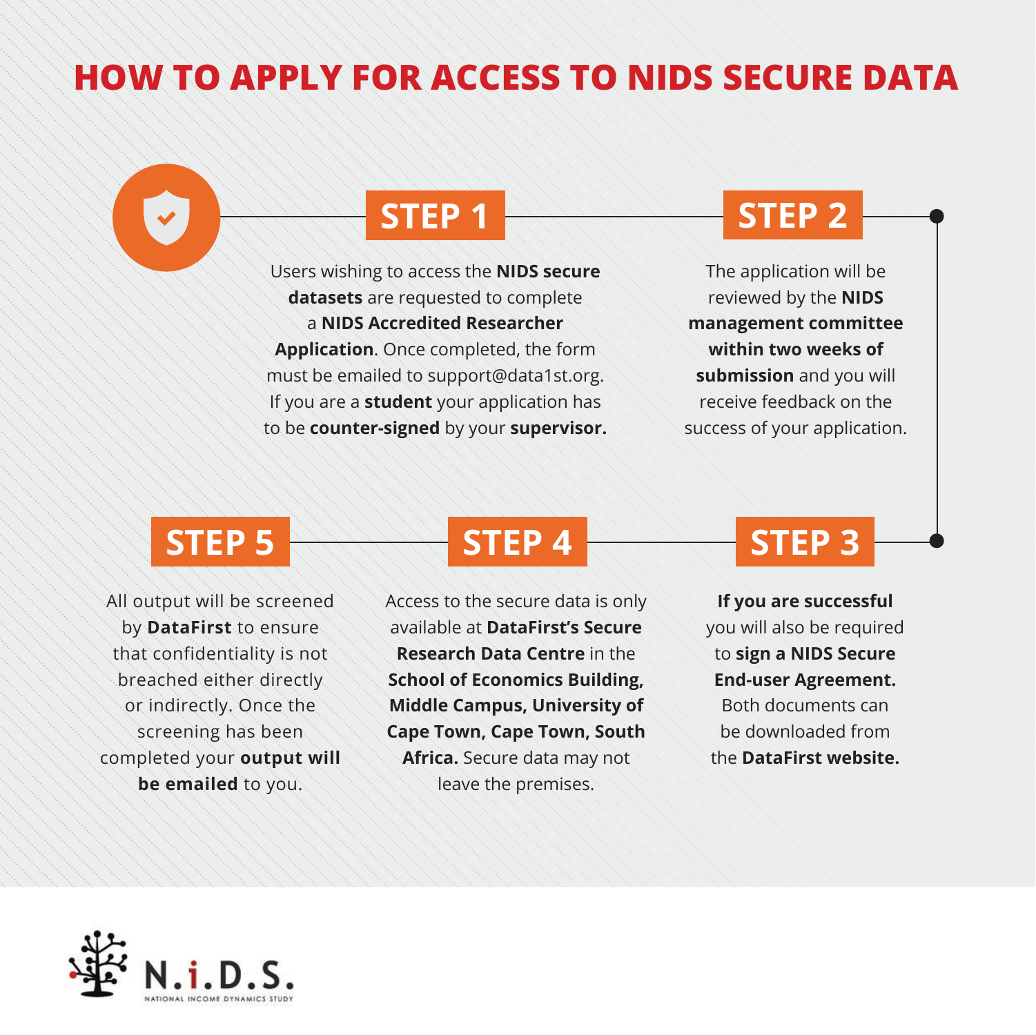# HOW TO APPLY FOR ACCESS TO NIDS SECURE DATA

## STEP 1

Users wishing to access the **NIDS secure datasets** are requested to complete a **NIDS Accredited Researcher Application**. Once completed, the form must be emailed to support@data1st.org. If you are a **student** your application has to be **counter-signed** by your **supervisor.**

## STEP 2

The application will be reviewed by the **NIDS management committee within two weeks of submission** and you will receive feedback on the success of your application.

## STEP 3

**If you are successful** you will also be required to **sign a NIDS Secure End-user Agreement.** Both documents can be downloaded from the **DataFirst website.**

## STEP 4

Access to the secure data is only available at **DataFirst's Secure Research Data Centre** in the **School of Economics Building, Middle Campus, University of Cape Town, Cape Town, South Africa.** Secure data may not leave the premises.

## STEP 5

All output will be screened by **DataFirst** to ensure that confidentiality is not breached either directly or indirectly. Once the screening has been completed your **output will be emailed** to you.

N.i.D.S.
NATIONAL INCOME DYNAMICS STUDY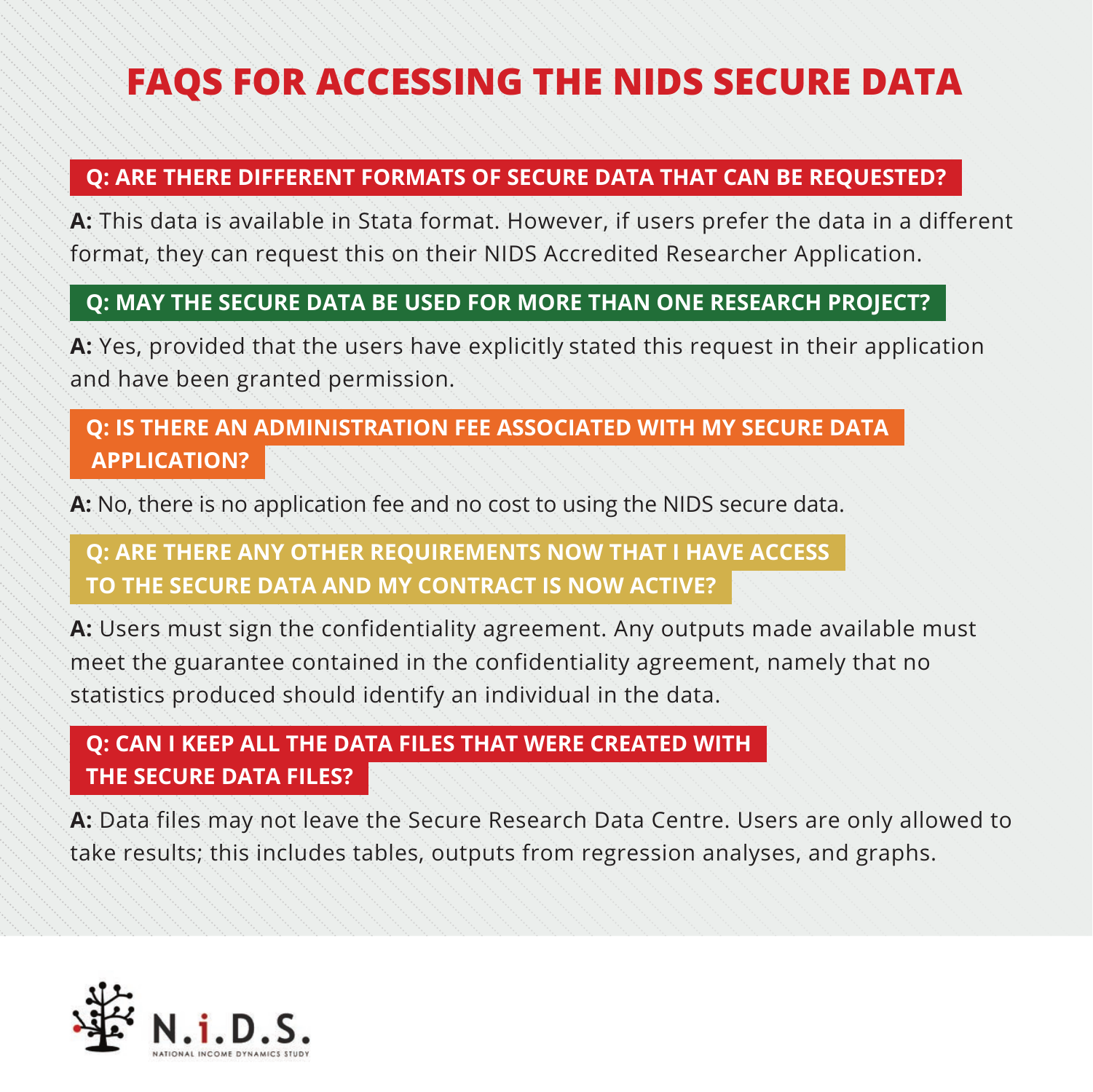# FAQS FOR ACCESSING THE NIDS SECURE DATA

## Q: ARE THERE DIFFERENT FORMATS OF SECURE DATA THAT CAN BE REQUESTED?

**A:** This data is available in Stata format. However, if users prefer the data in a different format, they can request this on their NIDS Accredited Researcher Application.

## Q: MAY THE SECURE DATA BE USED FOR MORE THAN ONE RESEARCH PROJECT?

**A:** Yes, provided that the users have explicitly stated this request in their application and have been granted permission.

## Q: IS THERE AN ADMINISTRATION FEE ASSOCIATED WITH MY SECURE DATA APPLICATION?

**A:** No, there is no application fee and no cost to using the NIDS secure data.

## Q: ARE THERE ANY OTHER REQUIREMENTS NOW THAT I HAVE ACCESS TO THE SECURE DATA AND MY CONTRACT IS NOW ACTIVE?

**A:** Users must sign the confidentiality agreement. Any outputs made available must meet the guarantee contained in the confidentiality agreement, namely that no statistics produced should identify an individual in the data.

## Q: CAN I KEEP ALL THE DATA FILES THAT WERE CREATED WITH THE SECURE DATA FILES?

**A:** Data files may not leave the Secure Research Data Centre. Users are only allowed to take results; this includes tables, outputs from regression analyses, and graphs.

N.i.D.S.
NATIONAL INCOME DYNAMICS STUDY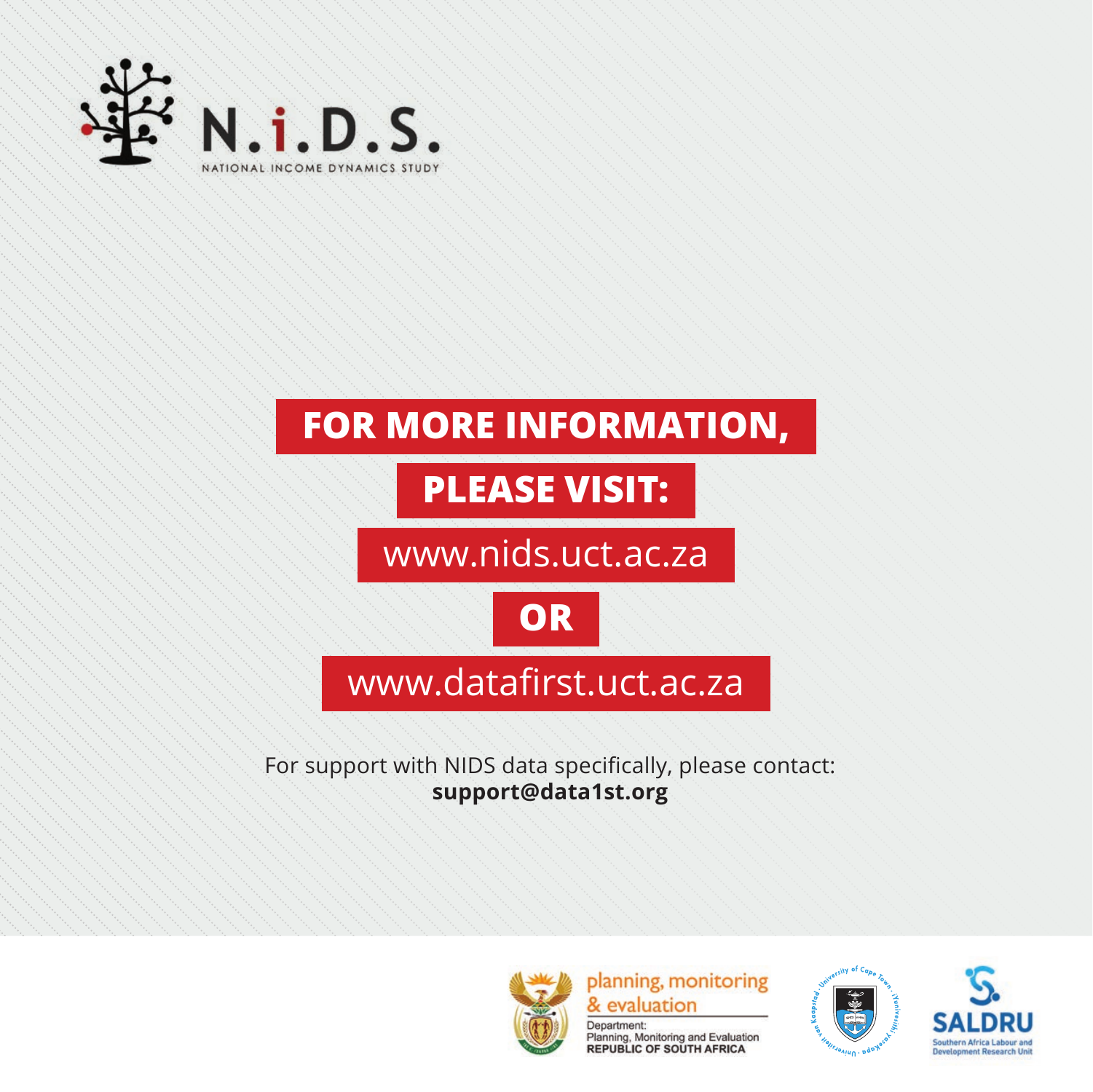N.i.D.S.

NATIONAL INCOME DYNAMICS STUDY

**FOR MORE INFORMATION,**

**PLEASE VISIT:**

www.nids.uct.ac.za

**OR**

www.datafirst.uct.ac.za

For support with NIDS data specifically, please contact:
**support@data1st.org**

planning, monitoring & evaluation

Department:
Planning, Monitoring and Evaluation
REPUBLIC OF SOUTH AFRICA

SALDRU
Southern Africa Labour and Development Research Unit